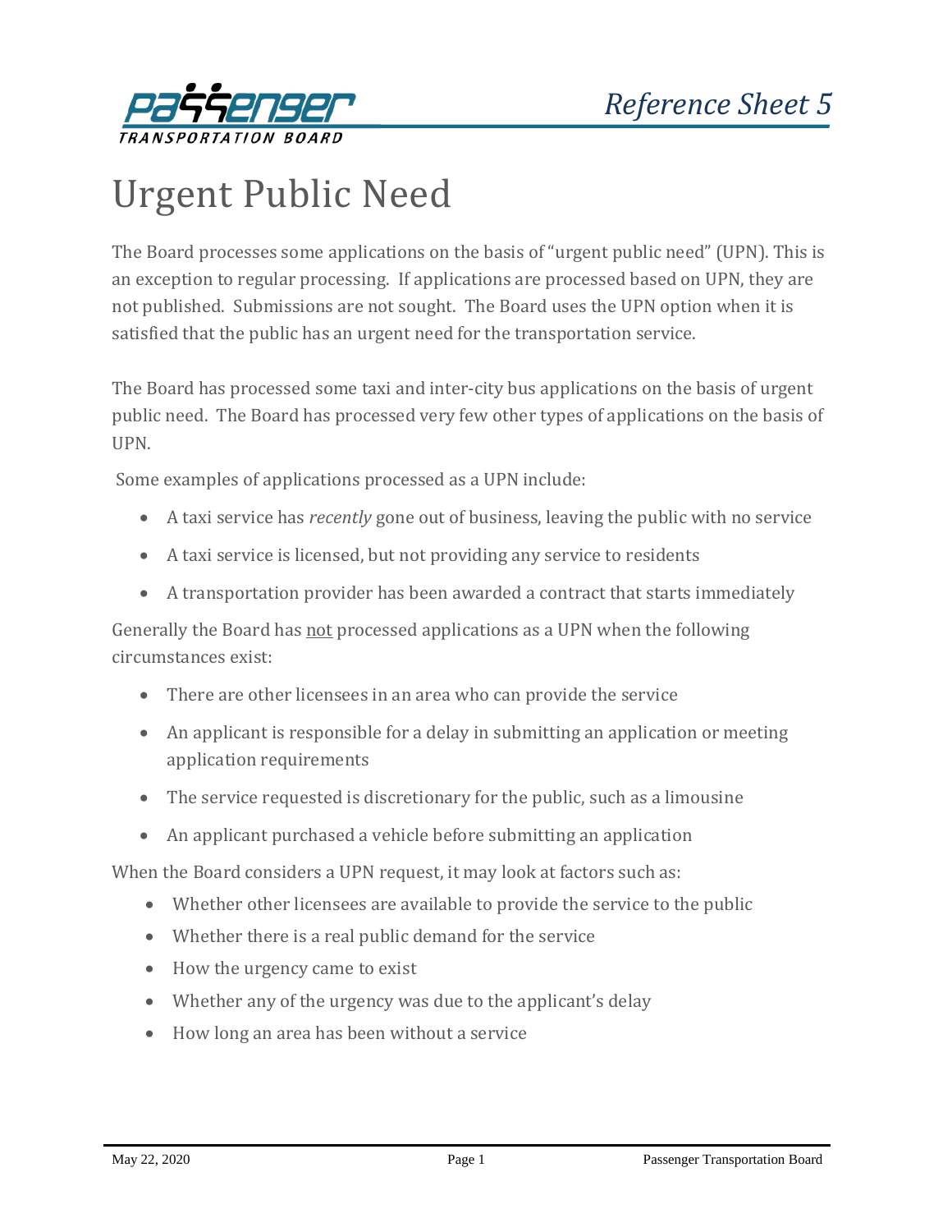# Urgent Public Need

The Board processes some applications on the basis of "urgent public need" (UPN). This is an exception to regular processing. If applications are processed based on UPN, they are not published. Submissions are not sought. The Board uses the UPN option when it is satisfied that the public has an urgent need for the transportation service.

The Board has processed some taxi and inter-city bus applications on the basis of urgent public need. The Board has processed very few other types of applications on the basis of UPN.

Some examples of applications processed as a UPN include:

- A taxi service has *recently* gone out of business, leaving the public with no service
- A taxi service is licensed, but not providing any service to residents
- A transportation provider has been awarded a contract that starts immediately

Generally the Board has <u>not</u> processed applications as a UPN when the following circumstances exist:

- There are other licensees in an area who can provide the service
- An applicant is responsible for a delay in submitting an application or meeting application requirements
- The service requested is discretionary for the public, such as a limousine
- An applicant purchased a vehicle before submitting an application

When the Board considers a UPN request, it may look at factors such as:

- Whether other licensees are available to provide the service to the public
- Whether there is a real public demand for the service
- How the urgency came to exist
- Whether any of the urgency was due to the applicant's delay
- How long an area has been without a service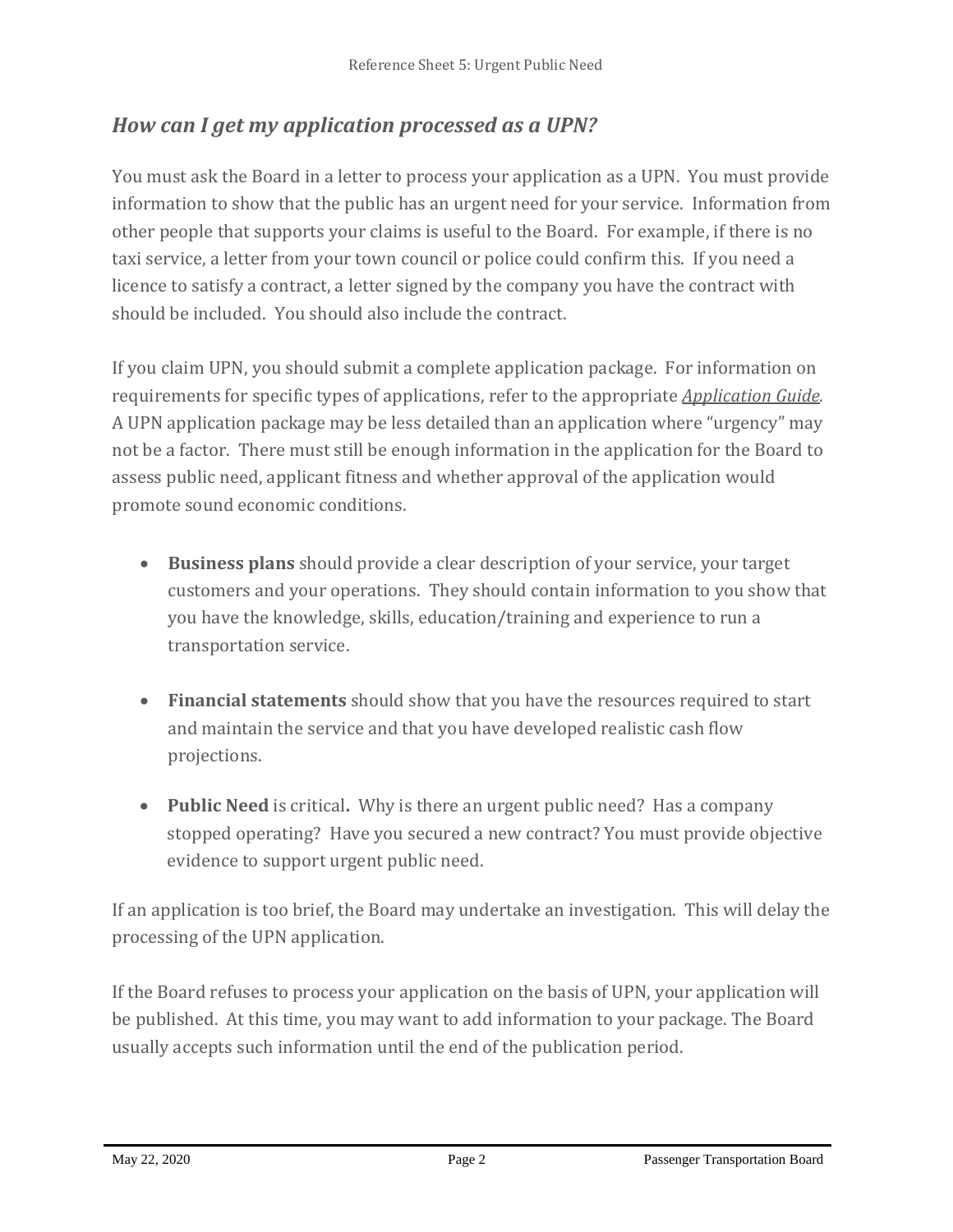## *How can I get my application processed as a UPN?*

You must ask the Board in a letter to process your application as a UPN. You must provide information to show that the public has an urgent need for your service. Information from other people that supports your claims is useful to the Board. For example, if there is no taxi service, a letter from your town council or police could confirm this. If you need a licence to satisfy a contract, a letter signed by the company you have the contract with should be included. You should also include the contract.

If you claim UPN, you should submit a complete application package. For information on requirements for specific types of applications, refer to the appropriate *Application Guide.* A UPN application package may be less detailed than an application where "urgency" may not be a factor. There must still be enough information in the application for the Board to assess public need, applicant fitness and whether approval of the application would promote sound economic conditions.

- **Business plans** should provide a clear description of your service, your target customers and your operations. They should contain information to you show that you have the knowledge, skills, education/training and experience to run a transportation service.
- **Financial statements** should show that you have the resources required to start and maintain the service and that you have developed realistic cash flow projections.
- **Public Need** is critical**.** Why is there an urgent public need? Has a company stopped operating? Have you secured a new contract? You must provide objective evidence to support urgent public need.

If an application is too brief, the Board may undertake an investigation. This will delay the processing of the UPN application.

If the Board refuses to process your application on the basis of UPN, your application will be published. At this time, you may want to add information to your package. The Board usually accepts such information until the end of the publication period.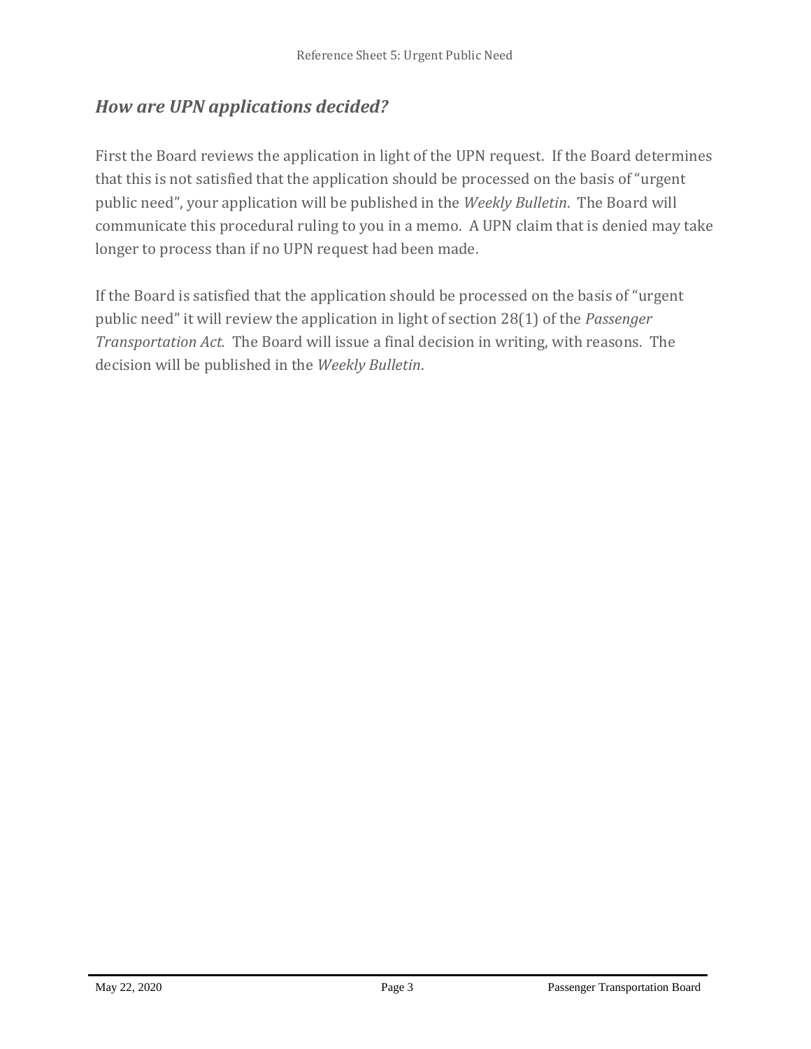## *How are UPN applications decided?*

First the Board reviews the application in light of the UPN request. If the Board determines that this is not satisfied that the application should be processed on the basis of "urgent public need", your application will be published in the *Weekly Bulletin*. The Board will communicate this procedural ruling to you in a memo. A UPN claim that is denied may take longer to process than if no UPN request had been made.

If the Board is satisfied that the application should be processed on the basis of "urgent public need" it will review the application in light of section 28(1) of the *Passenger Transportation Act.* The Board will issue a final decision in writing, with reasons. The decision will be published in the *Weekly Bulletin*.